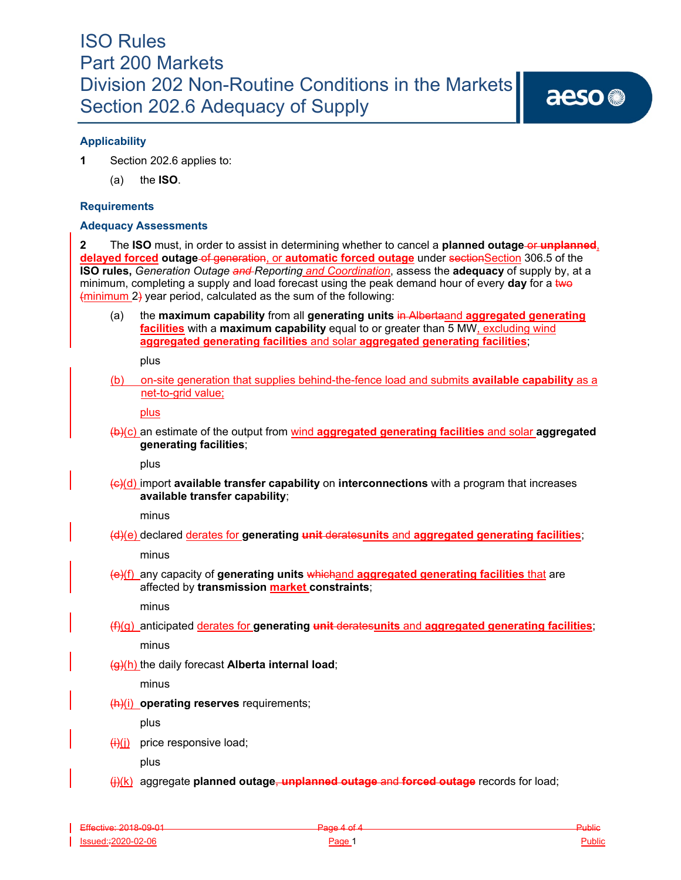# ISO Rules
# Part 200 Markets
# Division 202 Non-Routine Conditions in the Markets
# Section 202.6 Adequacy of Supply

## Applicability

**1** Section 202.6 applies to:

(a) the **ISO**.

## Requirements

### Adequacy Assessments

**2** The **ISO** must, in order to assist in determining whether to cancel a **planned outage** ~~or **unplanned**~~, **delayed forced** **outage** ~~of generation~~, or **automatic forced outage** under ~~section~~Section 306.5 of the **ISO rules,** *Generation Outage* ~~*and*~~ *Reporting and Coordination*, assess the **adequacy** of supply by, at a minimum, completing a supply and load forecast using the peak demand hour of every **day** for a ~~two (~~minimum 2~~)~~ year period, calculated as the sum of the following:

(a) the **maximum capability** from all **generating units** ~~in Alberta~~and **aggregated generating facilities** with a **maximum capability** equal to or greater than 5 MW, excluding wind **aggregated generating facilities** and solar **aggregated generating facilities**;

plus

(b) on-site generation that supplies behind-the-fence load and submits **available capability** as a net-to-grid value;

plus

~~(b)~~(c) an estimate of the output from wind **aggregated generating facilities** and solar **aggregated generating facilities**;

plus

~~(c)~~(d) import **available transfer capability** on **interconnections** with a program that increases **available transfer capability**;

minus

~~(d)~~(e) declared derates for **generating** ~~**unit** derates~~**units** and **aggregated generating facilities**;

minus

~~(e)~~(f) any capacity of **generating units** ~~which~~and **aggregated generating facilities** that are affected by **transmission** **market** **constraints**;

minus

~~(f)~~(g) anticipated derates for **generating** ~~**unit** derates~~**units** and **aggregated generating facilities**;

minus

~~(g)~~(h) the daily forecast **Alberta internal load**;

minus

~~(h)~~(i) **operating reserves** requirements;

plus

~~(i)~~(j) price responsive load;

plus

~~(j)~~(k) aggregate **planned outage**~~, **unplanned outage** and **forced outage**~~ records for load;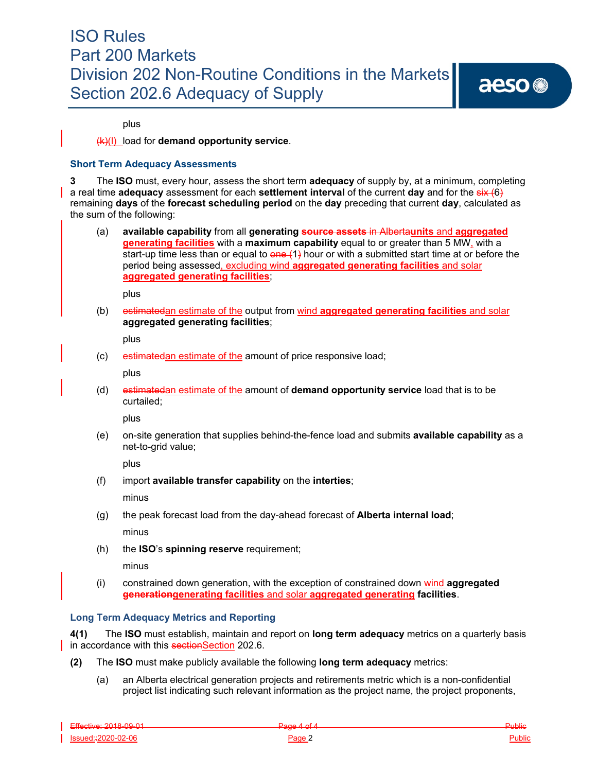plus

~~(k)~~(l) load for **demand opportunity service**.

### Short Term Adequacy Assessments

**3** The **ISO** must, every hour, assess the short term **adequacy** of supply by, at a minimum, completing a real time **adequacy** assessment for each **settlement interval** of the current **day** and for the ~~six (6)~~ remaining **days** of the **forecast scheduling period** on the **day** preceding that current **day**, calculated as the sum of the following:

(a) **available capability** from all **generating** ~~**source assets** in Alberta~~**units** and **aggregated generating facilities** with a **maximum capability** equal to or greater than 5 MW, with a start-up time less than or equal to ~~one (~~1~~)~~ hour or with a submitted start time at or before the period being assessed, excluding wind **aggregated generating facilities** and solar **aggregated generating facilities**;

plus

(b) ~~estimated~~an estimate of the output from wind **aggregated generating facilities** and solar **aggregated generating facilities**;

plus

(c) ~~estimated~~an estimate of the amount of price responsive load;

plus

(d) ~~estimated~~an estimate of the amount of **demand opportunity service** load that is to be curtailed;

plus

(e) on-site generation that supplies behind-the-fence load and submits **available capability** as a net-to-grid value;

plus

(f) import **available transfer capability** on the **interties**;

minus

(g) the peak forecast load from the day-ahead forecast of **Alberta internal load**;

minus

(h) the **ISO**'s **spinning reserve** requirement;

minus

(i) constrained down generation, with the exception of constrained down wind **aggregated** ~~**generation**~~**generating facilities** and solar **aggregated generating** **facilities**.

### Long Term Adequacy Metrics and Reporting

**4(1)** The **ISO** must establish, maintain and report on **long term adequacy** metrics on a quarterly basis in accordance with this ~~section~~Section 202.6.

**(2)** The **ISO** must make publicly available the following **long term adequacy** metrics:

(a) an Alberta electrical generation projects and retirements metric which is a non-confidential project list indicating such relevant information as the project name, the project proponents,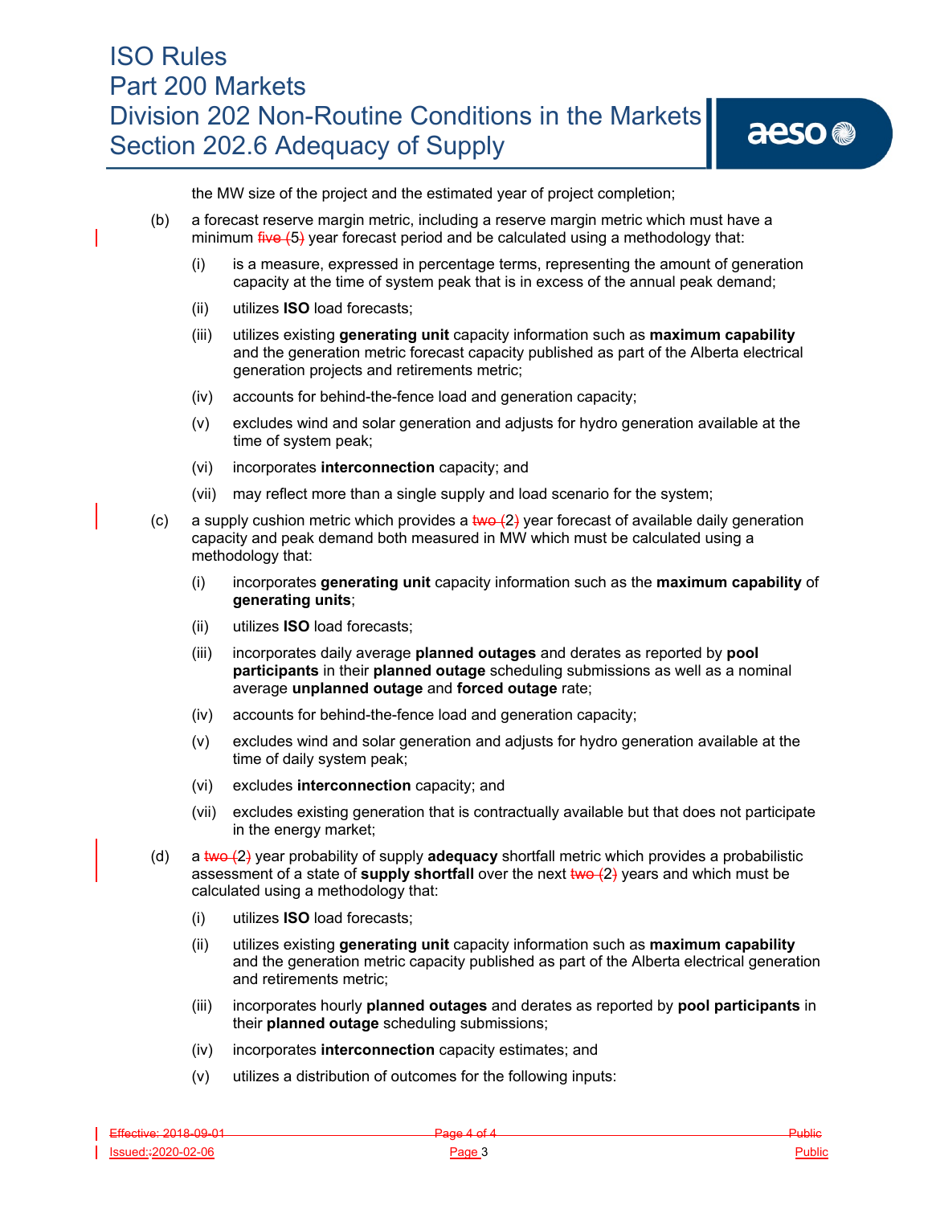the MW size of the project and the estimated year of project completion;

(b) a forecast reserve margin metric, including a reserve margin metric which must have a minimum ~~five (~~5~~)~~ year forecast period and be calculated using a methodology that:

(i) is a measure, expressed in percentage terms, representing the amount of generation capacity at the time of system peak that is in excess of the annual peak demand;

(ii) utilizes **ISO** load forecasts;

(iii) utilizes existing **generating unit** capacity information such as **maximum capability** and the generation metric forecast capacity published as part of the Alberta electrical generation projects and retirements metric;

(iv) accounts for behind-the-fence load and generation capacity;

(v) excludes wind and solar generation and adjusts for hydro generation available at the time of system peak;

(vi) incorporates **interconnection** capacity; and

(vii) may reflect more than a single supply and load scenario for the system;

(c) a supply cushion metric which provides a ~~two (~~2~~)~~ year forecast of available daily generation capacity and peak demand both measured in MW which must be calculated using a methodology that:

(i) incorporates **generating unit** capacity information such as the **maximum capability** of **generating units**;

(ii) utilizes **ISO** load forecasts;

(iii) incorporates daily average **planned outages** and derates as reported by **pool participants** in their **planned outage** scheduling submissions as well as a nominal average **unplanned outage** and **forced outage** rate;

(iv) accounts for behind-the-fence load and generation capacity;

(v) excludes wind and solar generation and adjusts for hydro generation available at the time of daily system peak;

(vi) excludes **interconnection** capacity; and

(vii) excludes existing generation that is contractually available but that does not participate in the energy market;

(d) a ~~two (~~2~~)~~ year probability of supply **adequacy** shortfall metric which provides a probabilistic assessment of a state of **supply shortfall** over the next ~~two (~~2~~)~~ years and which must be calculated using a methodology that:

(i) utilizes **ISO** load forecasts;

(ii) utilizes existing **generating unit** capacity information such as **maximum capability** and the generation metric capacity published as part of the Alberta electrical generation and retirements metric;

(iii) incorporates hourly **planned outages** and derates as reported by **pool participants** in their **planned outage** scheduling submissions;

(iv) incorporates **interconnection** capacity estimates; and

(v) utilizes a distribution of outcomes for the following inputs: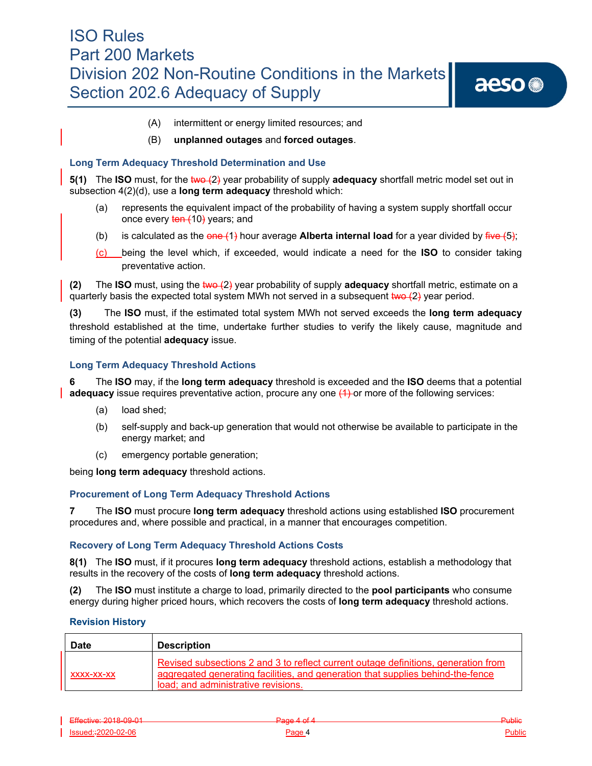(A) intermittent or energy limited resources; and

(B) **unplanned outages** and **forced outages**.

### Long Term Adequacy Threshold Determination and Use

**5(1)** The **ISO** must, for the ~~two (~~2~~)~~ year probability of supply **adequacy** shortfall metric model set out in subsection 4(2)(d), use a **long term adequacy** threshold which:

(a) represents the equivalent impact of the probability of having a system supply shortfall occur once every ~~ten (~~10~~)~~ years; and

(b) is calculated as the ~~one (~~1~~)~~ hour average **Alberta internal load** for a year divided by ~~five (~~5~~)~~;

(c) being the level which, if exceeded, would indicate a need for the **ISO** to consider taking preventative action.

**(2)** The **ISO** must, using the ~~two (~~2~~)~~ year probability of supply **adequacy** shortfall metric, estimate on a quarterly basis the expected total system MWh not served in a subsequent ~~two (~~2~~)~~ year period.

**(3)** The **ISO** must, if the estimated total system MWh not served exceeds the **long term adequacy** threshold established at the time, undertake further studies to verify the likely cause, magnitude and timing of the potential **adequacy** issue.

### Long Term Adequacy Threshold Actions

**6** The **ISO** may, if the **long term adequacy** threshold is exceeded and the **ISO** deems that a potential **adequacy** issue requires preventative action, procure any one ~~(1)~~ or more of the following services:

(a) load shed;

(b) self-supply and back-up generation that would not otherwise be available to participate in the energy market; and

(c) emergency portable generation;

being **long term adequacy** threshold actions.

### Procurement of Long Term Adequacy Threshold Actions

**7** The **ISO** must procure **long term adequacy** threshold actions using established **ISO** procurement procedures and, where possible and practical, in a manner that encourages competition.

### Recovery of Long Term Adequacy Threshold Actions Costs

**8(1)** The **ISO** must, if it procures **long term adequacy** threshold actions, establish a methodology that results in the recovery of the costs of **long term adequacy** threshold actions.

**(2)** The **ISO** must institute a charge to load, primarily directed to the **pool participants** who consume energy during higher priced hours, which recovers the costs of **long term adequacy** threshold actions.

### Revision History

| Date | Description |
|---|---|
| xxxx-xx-xx | Revised subsections 2 and 3 to reflect current outage definitions, generation from aggregated generating facilities, and generation that supplies behind-the-fence load; and administrative revisions. |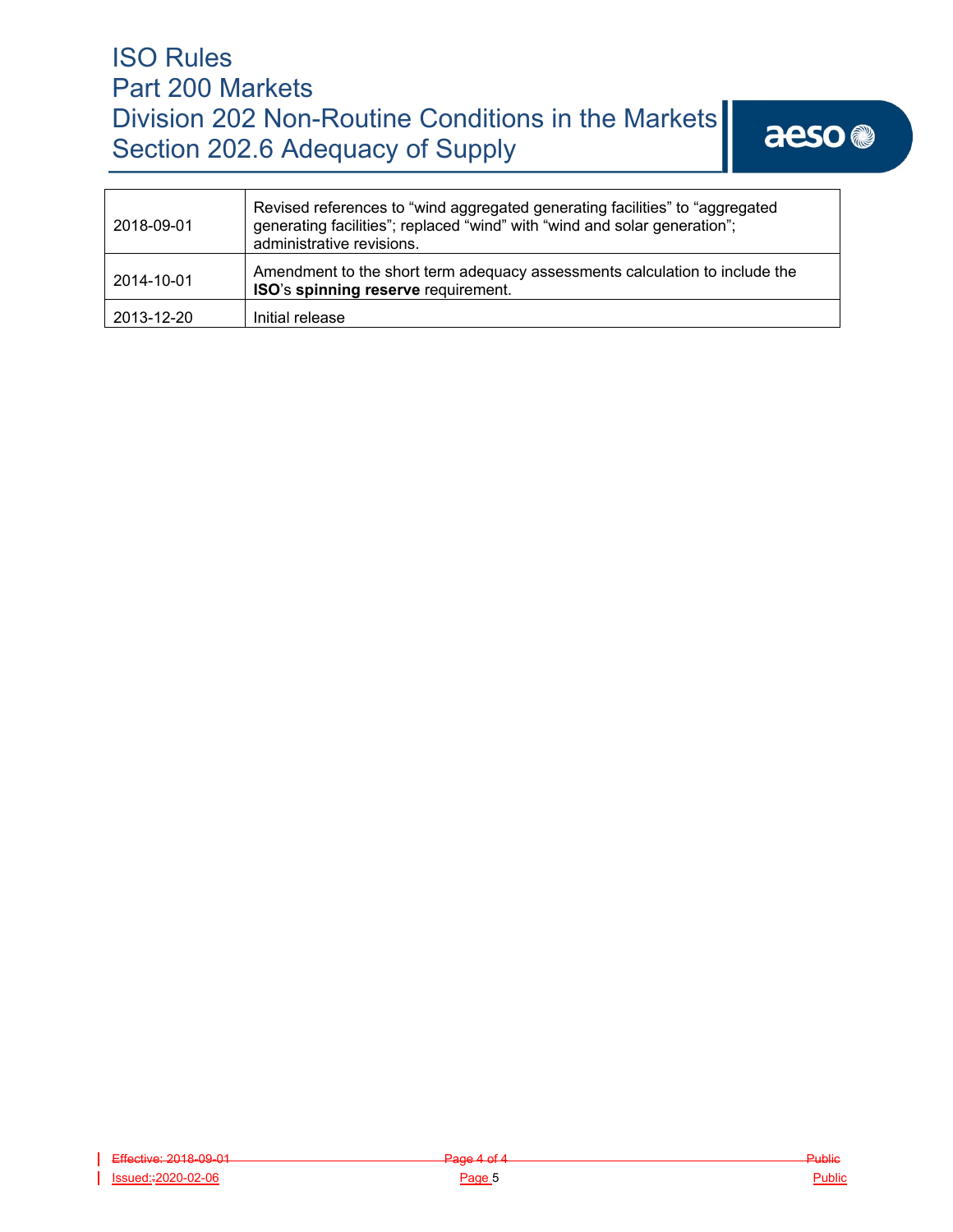| | |
|---|---|
| 2018-09-01 | Revised references to “wind aggregated generating facilities” to “aggregated generating facilities”; replaced “wind” with “wind and solar generation”; administrative revisions. |
| 2014-10-01 | Amendment to the short term adequacy assessments calculation to include the **ISO**’s **spinning reserve** requirement. |
| 2013-12-20 | Initial release |